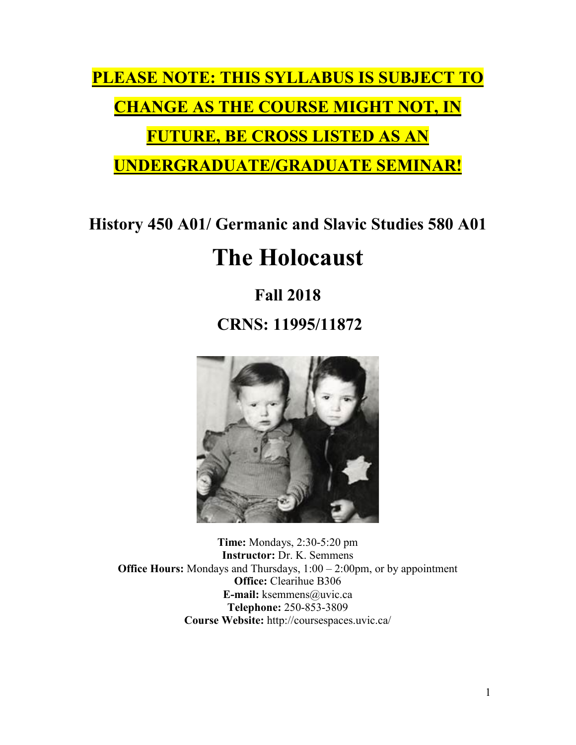**PLEASE NOTE: THIS SYLLABUS IS SUBJECT TO CHANGE AS THE COURSE MIGHT NOT, IN FUTURE, BE CROSS LISTED AS AN UNDERGRADUATE/GRADUATE SEMINAR!**

## History 450 A01/ Germanic and Slavic Studies 580 A01

# The Holocaust

## Fall 2018

## CRNS: 11995/11872

**Time:** Mondays, 2:30-5:20 pm
**Instructor:** Dr. K. Semmens
**Office Hours:** Mondays and Thursdays, 1:00 – 2:00pm, or by appointment
**Office:** Clearihue B306
**E-mail:** ksemmens@uvic.ca
**Telephone:** 250-853-3809
**Course Website:** http://coursespaces.uvic.ca/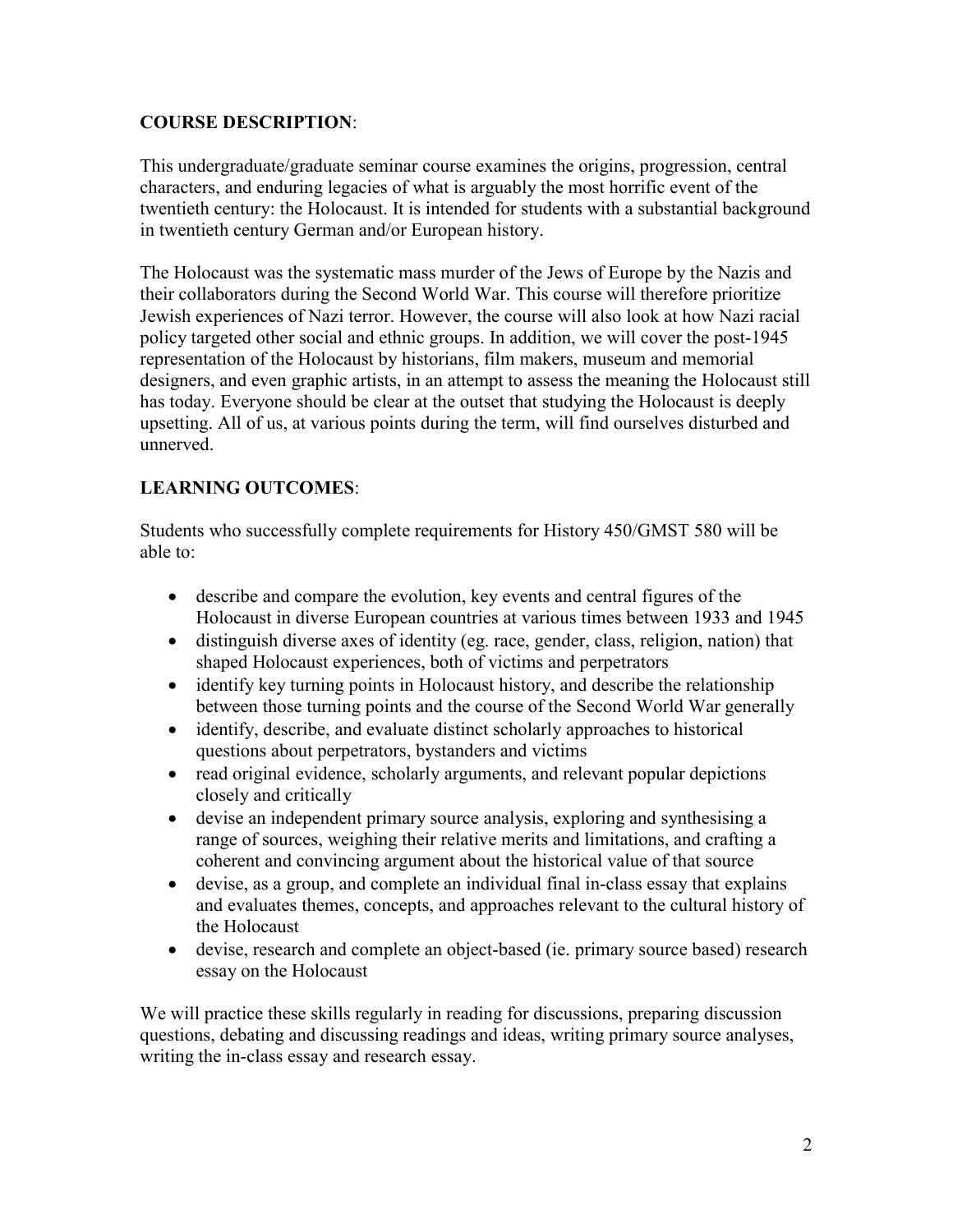**COURSE DESCRIPTION**:

This undergraduate/graduate seminar course examines the origins, progression, central characters, and enduring legacies of what is arguably the most horrific event of the twentieth century: the Holocaust. It is intended for students with a substantial background in twentieth century German and/or European history.

The Holocaust was the systematic mass murder of the Jews of Europe by the Nazis and their collaborators during the Second World War. This course will therefore prioritize Jewish experiences of Nazi terror. However, the course will also look at how Nazi racial policy targeted other social and ethnic groups. In addition, we will cover the post-1945 representation of the Holocaust by historians, film makers, museum and memorial designers, and even graphic artists, in an attempt to assess the meaning the Holocaust still has today. Everyone should be clear at the outset that studying the Holocaust is deeply upsetting. All of us, at various points during the term, will find ourselves disturbed and unnerved.

**LEARNING OUTCOMES**:

Students who successfully complete requirements for History 450/GMST 580 will be able to:

- describe and compare the evolution, key events and central figures of the Holocaust in diverse European countries at various times between 1933 and 1945
- distinguish diverse axes of identity (eg. race, gender, class, religion, nation) that shaped Holocaust experiences, both of victims and perpetrators
- identify key turning points in Holocaust history, and describe the relationship between those turning points and the course of the Second World War generally
- identify, describe, and evaluate distinct scholarly approaches to historical questions about perpetrators, bystanders and victims
- read original evidence, scholarly arguments, and relevant popular depictions closely and critically
- devise an independent primary source analysis, exploring and synthesising a range of sources, weighing their relative merits and limitations, and crafting a coherent and convincing argument about the historical value of that source
- devise, as a group, and complete an individual final in-class essay that explains and evaluates themes, concepts, and approaches relevant to the cultural history of the Holocaust
- devise, research and complete an object-based (ie. primary source based) research essay on the Holocaust

We will practice these skills regularly in reading for discussions, preparing discussion questions, debating and discussing readings and ideas, writing primary source analyses, writing the in-class essay and research essay.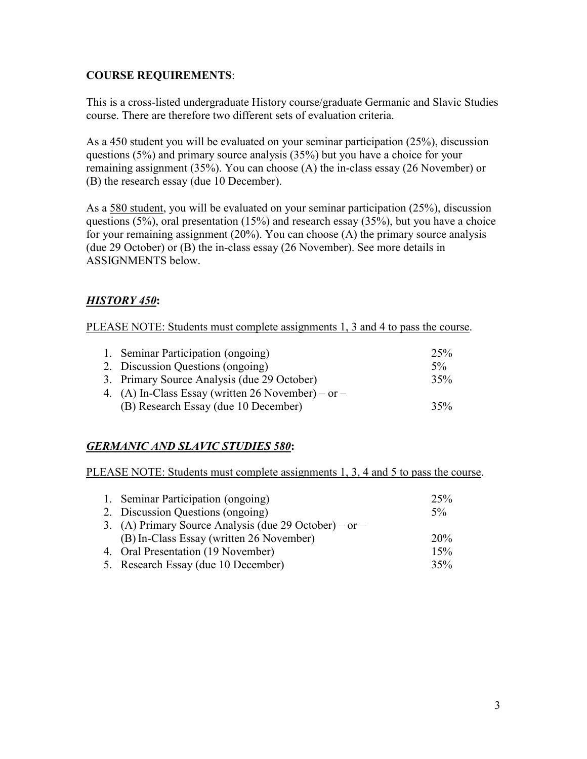**COURSE REQUIREMENTS**:

This is a cross-listed undergraduate History course/graduate Germanic and Slavic Studies course. There are therefore two different sets of evaluation criteria.

As a <u>450 student</u> you will be evaluated on your seminar participation (25%), discussion questions (5%) and primary source analysis (35%) but you have a choice for your remaining assignment (35%). You can choose (A) the in-class essay (26 November) or (B) the research essay (due 10 December).

As a <u>580 student</u>, you will be evaluated on your seminar participation (25%), discussion questions (5%), oral presentation (15%) and research essay (35%), but you have a choice for your remaining assignment (20%). You can choose (A) the primary source analysis (due 29 October) or (B) the in-class essay (26 November). See more details in ASSIGNMENTS below.

## ***<u>HISTORY 450</u>*:**

<u>PLEASE NOTE: Students must complete assignments 1, 3 and 4 to pass the course</u>.

1. Seminar Participation (ongoing) — 25%
2. Discussion Questions (ongoing) — 5%
3. Primary Source Analysis (due 29 October) — 35%
4. (A) In-Class Essay (written 26 November) – or –
   (B) Research Essay (due 10 December) — 35%

## ***<u>GERMANIC AND SLAVIC STUDIES 580</u>*:**

<u>PLEASE NOTE: Students must complete assignments 1, 3, 4 and 5 to pass the course</u>.

1. Seminar Participation (ongoing) — 25%
2. Discussion Questions (ongoing) — 5%
3. (A) Primary Source Analysis (due 29 October) – or –
   (B) In-Class Essay (written 26 November) — 20%
4. Oral Presentation (19 November) — 15%
5. Research Essay (due 10 December) — 35%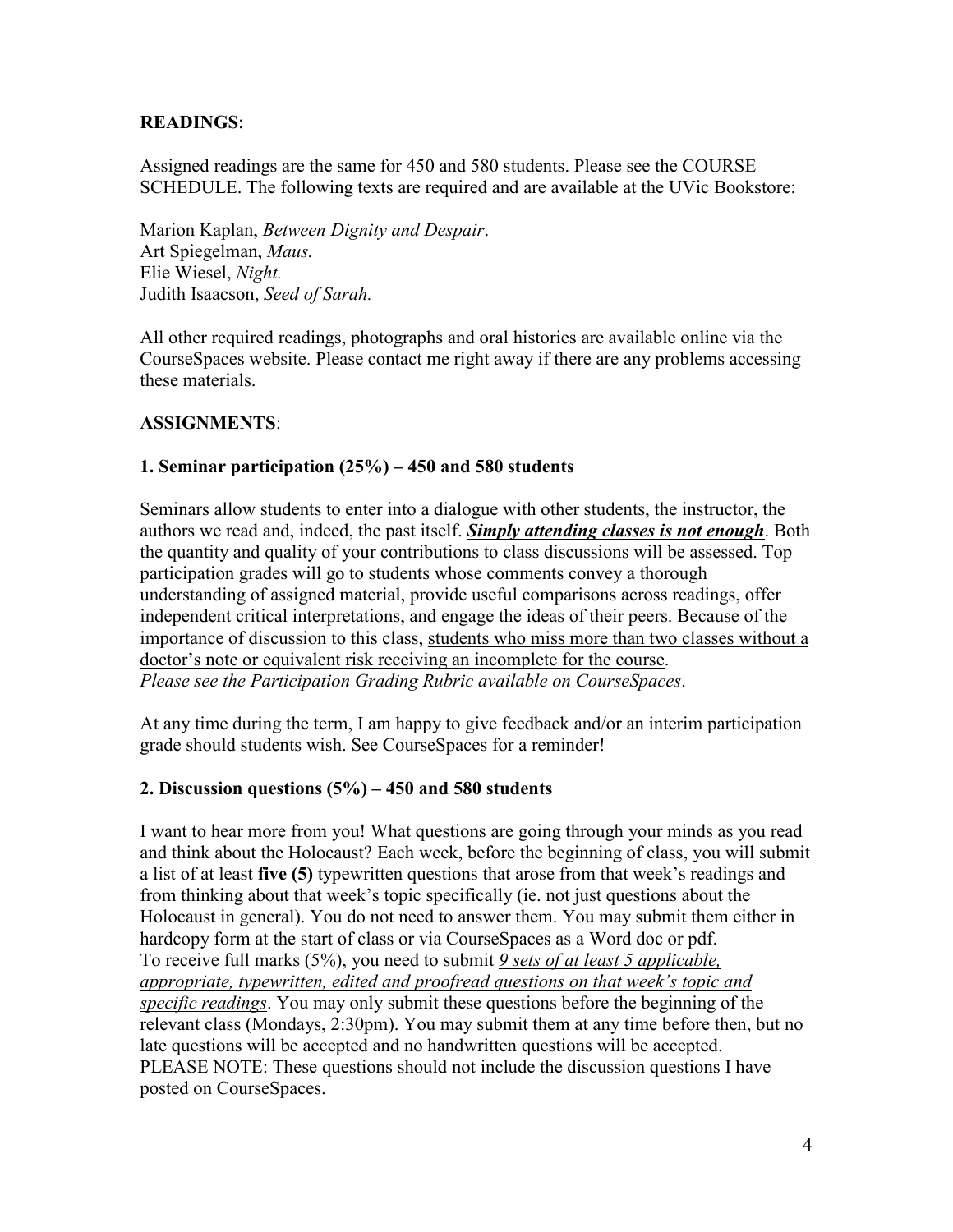**READINGS**:

Assigned readings are the same for 450 and 580 students. Please see the COURSE SCHEDULE. The following texts are required and are available at the UVic Bookstore:

Marion Kaplan, *Between Dignity and Despair*.
Art Spiegelman, *Maus.*
Elie Wiesel, *Night.*
Judith Isaacson, *Seed of Sarah.*

All other required readings, photographs and oral histories are available online via the CourseSpaces website. Please contact me right away if there are any problems accessing these materials.

**ASSIGNMENTS**:

**1. Seminar participation (25%) – 450 and 580 students**

Seminars allow students to enter into a dialogue with other students, the instructor, the authors we read and, indeed, the past itself. ***<u>Simply attending classes is not enough</u>***. Both the quantity and quality of your contributions to class discussions will be assessed. Top participation grades will go to students whose comments convey a thorough understanding of assigned material, provide useful comparisons across readings, offer independent critical interpretations, and engage the ideas of their peers. Because of the importance of discussion to this class, <u>students who miss more than two classes without a doctor's note or equivalent risk receiving an incomplete for the course</u>.
*Please see the Participation Grading Rubric available on CourseSpaces*.

At any time during the term, I am happy to give feedback and/or an interim participation grade should students wish. See CourseSpaces for a reminder!

**2. Discussion questions (5%) – 450 and 580 students**

I want to hear more from you! What questions are going through your minds as you read and think about the Holocaust? Each week, before the beginning of class, you will submit a list of at least **five (5)** typewritten questions that arose from that week's readings and from thinking about that week's topic specifically (ie. not just questions about the Holocaust in general). You do not need to answer them. You may submit them either in hardcopy form at the start of class or via CourseSpaces as a Word doc or pdf.
To receive full marks (5%), you need to submit *<u>9 sets of at least 5 applicable, appropriate, typewritten, edited and proofread questions on that week's topic and specific readings</u>*. You may only submit these questions before the beginning of the relevant class (Mondays, 2:30pm). You may submit them at any time before then, but no late questions will be accepted and no handwritten questions will be accepted.
PLEASE NOTE: These questions should not include the discussion questions I have posted on CourseSpaces.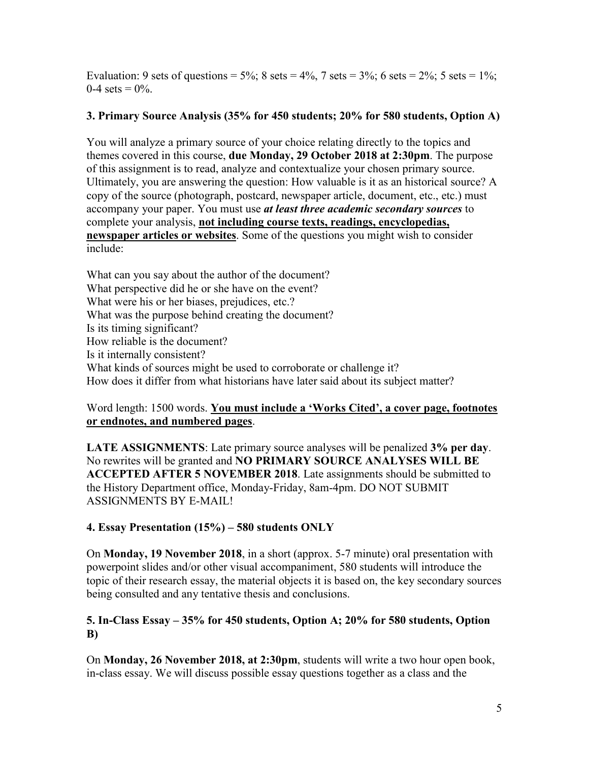Evaluation: 9 sets of questions = 5%; 8 sets = 4%, 7 sets = 3%; 6 sets = 2%; 5 sets = 1%; 0-4 sets = 0%.

### 3. Primary Source Analysis (35% for 450 students; 20% for 580 students, Option A)

You will analyze a primary source of your choice relating directly to the topics and themes covered in this course, **due Monday, 29 October 2018 at 2:30pm**. The purpose of this assignment is to read, analyze and contextualize your chosen primary source. Ultimately, you are answering the question: How valuable is it as an historical source? A copy of the source (photograph, postcard, newspaper article, document, etc., etc.) must accompany your paper. You must use ***at least three academic secondary sources*** to complete your analysis, **<u>not including course texts, readings, encyclopedias, newspaper articles or websites</u>**. Some of the questions you might wish to consider include:

What can you say about the author of the document?
What perspective did he or she have on the event?
What were his or her biases, prejudices, etc.?
What was the purpose behind creating the document?
Is its timing significant?
How reliable is the document?
Is it internally consistent?
What kinds of sources might be used to corroborate or challenge it?
How does it differ from what historians have later said about its subject matter?

Word length: 1500 words. **<u>You must include a 'Works Cited', a cover page, footnotes or endnotes, and numbered pages</u>**.

**LATE ASSIGNMENTS**: Late primary source analyses will be penalized **3% per day**. No rewrites will be granted and **NO PRIMARY SOURCE ANALYSES WILL BE ACCEPTED AFTER 5 NOVEMBER 2018**. Late assignments should be submitted to the History Department office, Monday-Friday, 8am-4pm. DO NOT SUBMIT ASSIGNMENTS BY E-MAIL!

### 4. Essay Presentation (15%) – 580 students ONLY

On **Monday, 19 November 2018**, in a short (approx. 5-7 minute) oral presentation with powerpoint slides and/or other visual accompaniment, 580 students will introduce the topic of their research essay, the material objects it is based on, the key secondary sources being consulted and any tentative thesis and conclusions.

### 5. In-Class Essay – 35% for 450 students, Option A; 20% for 580 students, Option B)

On **Monday, 26 November 2018, at 2:30pm**, students will write a two hour open book, in-class essay. We will discuss possible essay questions together as a class and the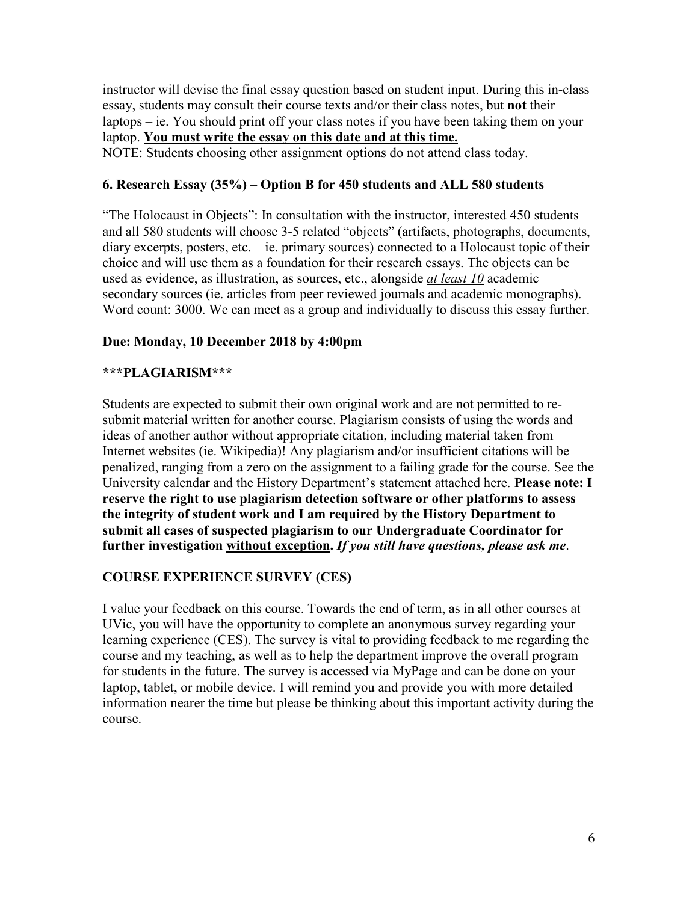instructor will devise the final essay question based on student input. During this in-class essay, students may consult their course texts and/or their class notes, but **not** their laptops – ie. You should print off your class notes if you have been taking them on your laptop. **<u>You must write the essay on this date and at this time.</u>**
NOTE: Students choosing other assignment options do not attend class today.

### 6. Research Essay (35%) – Option B for 450 students and ALL 580 students

"The Holocaust in Objects": In consultation with the instructor, interested 450 students and <u>all</u> 580 students will choose 3-5 related "objects" (artifacts, photographs, documents, diary excerpts, posters, etc. – ie. primary sources) connected to a Holocaust topic of their choice and will use them as a foundation for their research essays. The objects can be used as evidence, as illustration, as sources, etc., alongside ***<u>at least 10</u>*** academic secondary sources (ie. articles from peer reviewed journals and academic monographs). Word count: 3000. We can meet as a group and individually to discuss this essay further.

**Due: Monday, 10 December 2018 by 4:00pm**

### ***PLAGIARISM***

Students are expected to submit their own original work and are not permitted to re-submit material written for another course. Plagiarism consists of using the words and ideas of another author without appropriate citation, including material taken from Internet websites (ie. Wikipedia)! Any plagiarism and/or insufficient citations will be penalized, ranging from a zero on the assignment to a failing grade for the course. See the University calendar and the History Department's statement attached here. **Please note: I reserve the right to use plagiarism detection software or other platforms to assess the integrity of student work and I am required by the History Department to submit all cases of suspected plagiarism to our Undergraduate Coordinator for further investigation <u>without exception</u>.** ***If you still have questions, please ask me***.

### COURSE EXPERIENCE SURVEY (CES)

I value your feedback on this course. Towards the end of term, as in all other courses at UVic, you will have the opportunity to complete an anonymous survey regarding your learning experience (CES). The survey is vital to providing feedback to me regarding the course and my teaching, as well as to help the department improve the overall program for students in the future. The survey is accessed via MyPage and can be done on your laptop, tablet, or mobile device. I will remind you and provide you with more detailed information nearer the time but please be thinking about this important activity during the course.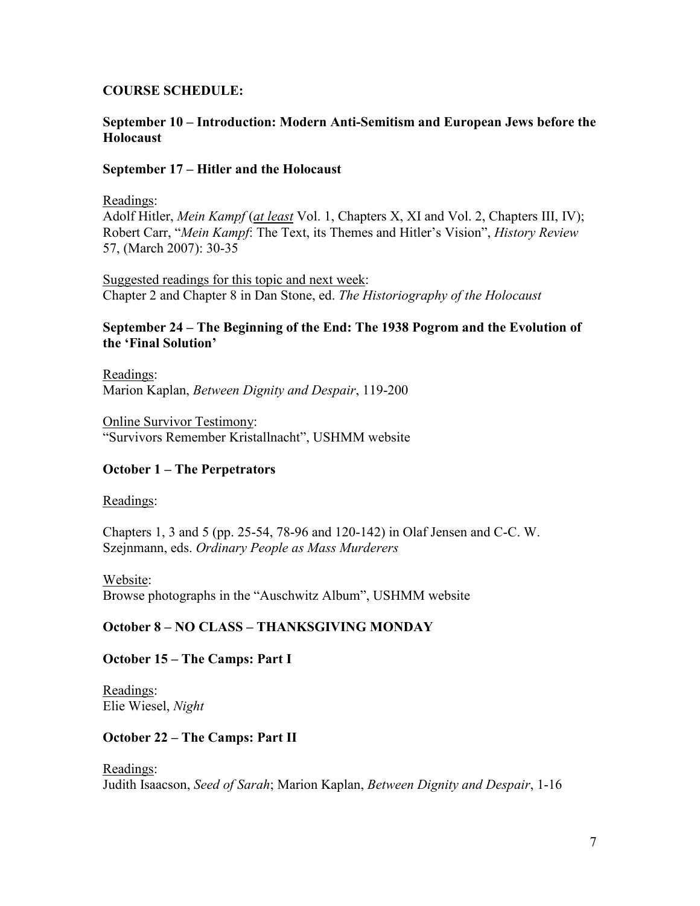## COURSE SCHEDULE:

### September 10 – Introduction: Modern Anti-Semitism and European Jews before the Holocaust

### September 17 – Hitler and the Holocaust

Readings:
Adolf Hitler, *Mein Kampf* (***at least*** Vol. 1, Chapters X, XI and Vol. 2, Chapters III, IV); Robert Carr, "*Mein Kampf*: The Text, its Themes and Hitler's Vision", *History Review* 57, (March 2007): 30-35

Suggested readings for this topic and next week:
Chapter 2 and Chapter 8 in Dan Stone, ed. *The Historiography of the Holocaust*

### September 24 – The Beginning of the End: The 1938 Pogrom and the Evolution of the 'Final Solution'

Readings:
Marion Kaplan, *Between Dignity and Despair*, 119-200

Online Survivor Testimony:
"Survivors Remember Kristallnacht", USHMM website

### October 1 – The Perpetrators

Readings:

Chapters 1, 3 and 5 (pp. 25-54, 78-96 and 120-142) in Olaf Jensen and C-C. W. Szejnmann, eds. *Ordinary People as Mass Murderers*

Website:
Browse photographs in the "Auschwitz Album", USHMM website

### October 8 – NO CLASS – THANKSGIVING MONDAY

### October 15 – The Camps: Part I

Readings:
Elie Wiesel, *Night*

### October 22 – The Camps: Part II

Readings:
Judith Isaacson, *Seed of Sarah*; Marion Kaplan, *Between Dignity and Despair*, 1-16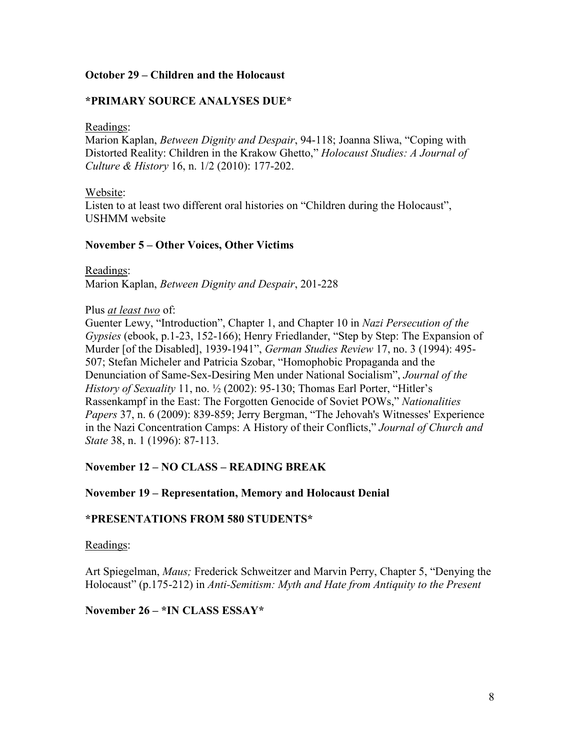**October 29 – Children and the Holocaust**

**\*PRIMARY SOURCE ANALYSES DUE\***

Readings:
Marion Kaplan, *Between Dignity and Despair*, 94-118; Joanna Sliwa, "Coping with Distorted Reality: Children in the Krakow Ghetto," *Holocaust Studies: A Journal of Culture & History* 16, n. 1/2 (2010): 177-202.

Website:
Listen to at least two different oral histories on "Children during the Holocaust", USHMM website

**November 5 – Other Voices, Other Victims**

Readings:
Marion Kaplan, *Between Dignity and Despair*, 201-228

Plus *at least two* of:
Guenter Lewy, "Introduction", Chapter 1, and Chapter 10 in *Nazi Persecution of the Gypsies* (ebook, p.1-23, 152-166); Henry Friedlander, "Step by Step: The Expansion of Murder [of the Disabled], 1939-1941", *German Studies Review* 17, no. 3 (1994): 495-507; Stefan Micheler and Patricia Szobar, "Homophobic Propaganda and the Denunciation of Same-Sex-Desiring Men under National Socialism", *Journal of the History of Sexuality* 11, no. ½ (2002): 95-130; Thomas Earl Porter, "Hitler's Rassenkampf in the East: The Forgotten Genocide of Soviet POWs," *Nationalities Papers* 37, n. 6 (2009): 839-859; Jerry Bergman, "The Jehovah's Witnesses' Experience in the Nazi Concentration Camps: A History of their Conflicts," *Journal of Church and State* 38, n. 1 (1996): 87-113.

**November 12 – NO CLASS – READING BREAK**

**November 19 – Representation, Memory and Holocaust Denial**

**\*PRESENTATIONS FROM 580 STUDENTS\***

Readings:

Art Spiegelman, *Maus;* Frederick Schweitzer and Marvin Perry, Chapter 5, "Denying the Holocaust" (p.175-212) in *Anti-Semitism: Myth and Hate from Antiquity to the Present*

**November 26 – \*IN CLASS ESSAY\***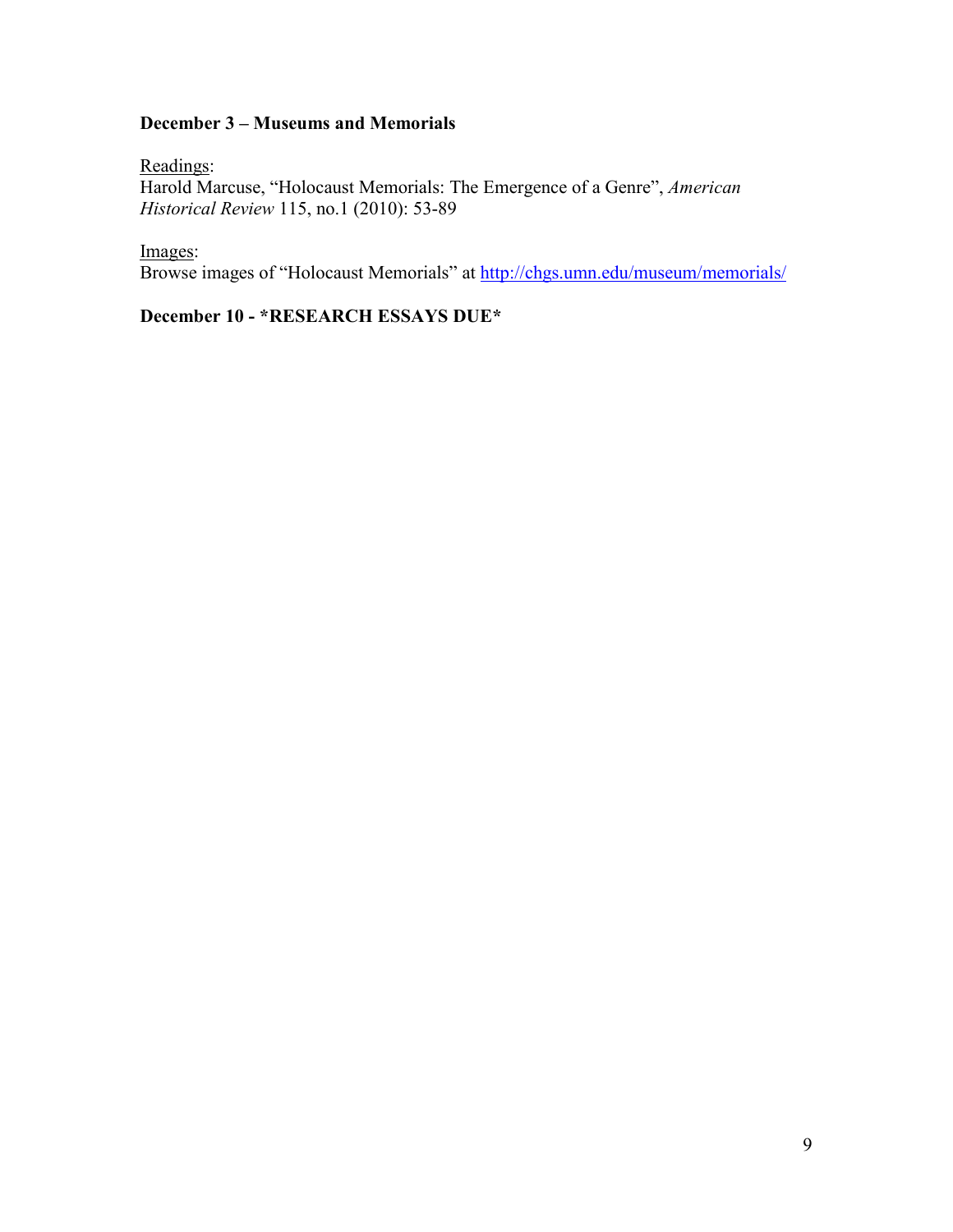**December 3 – Museums and Memorials**

Readings:
Harold Marcuse, "Holocaust Memorials: The Emergence of a Genre", *American Historical Review* 115, no.1 (2010): 53-89

Images:
Browse images of "Holocaust Memorials" at http://chgs.umn.edu/museum/memorials/

**December 10 - *RESEARCH ESSAYS DUE***